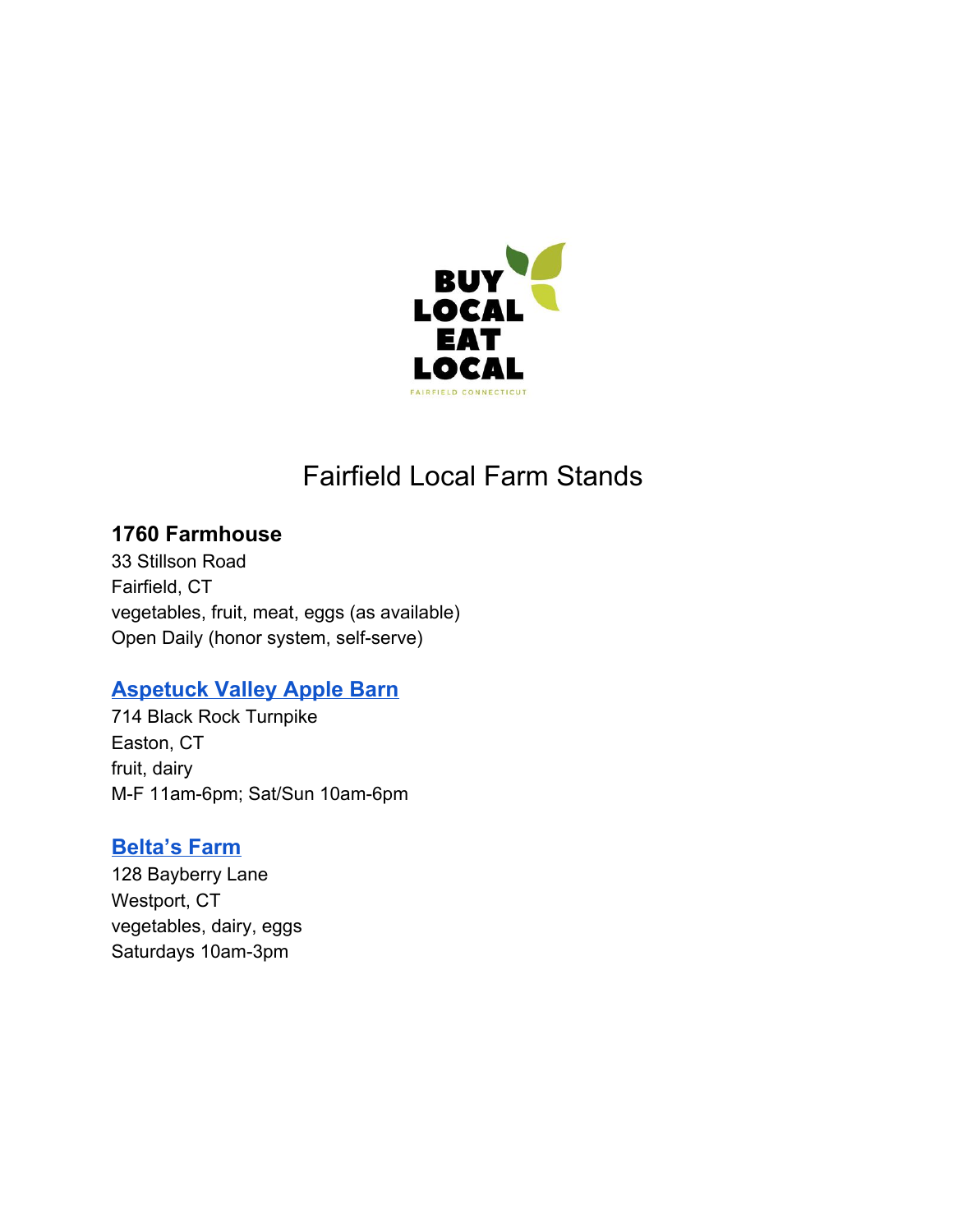BUY LOCAL EAT LOCAL

FAIRFIELD CONNECTICUT

# Fairfield Local Farm Stands

### 1760 Farmhouse

33 Stillson Road
Fairfield, CT
vegetables, fruit, meat, eggs (as available)
Open Daily (honor system, self-serve)

### Aspetuck Valley Apple Barn

714 Black Rock Turnpike
Easton, CT
fruit, dairy
M-F 11am-6pm; Sat/Sun 10am-6pm

### Belta's Farm

128 Bayberry Lane
Westport, CT
vegetables, dairy, eggs
Saturdays 10am-3pm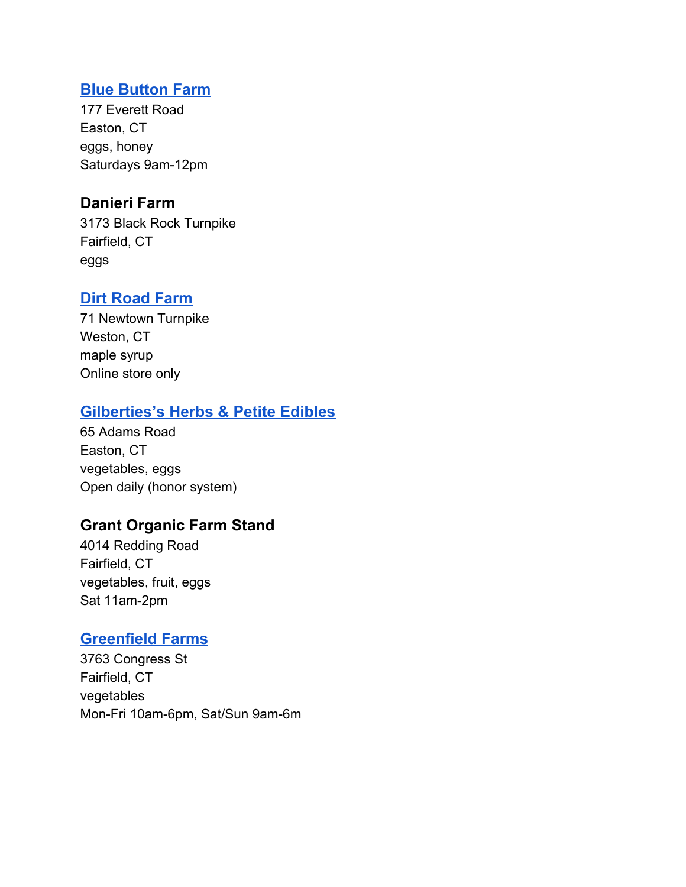### Blue Button Farm

177 Everett Road
Easton, CT
eggs, honey
Saturdays 9am-12pm

### Danieri Farm

3173 Black Rock Turnpike
Fairfield, CT
eggs

### Dirt Road Farm

71 Newtown Turnpike
Weston, CT
maple syrup
Online store only

### Gilberties's Herbs & Petite Edibles

65 Adams Road
Easton, CT
vegetables, eggs
Open daily (honor system)

### Grant Organic Farm Stand

4014 Redding Road
Fairfield, CT
vegetables, fruit, eggs
Sat 11am-2pm

### Greenfield Farms

3763 Congress St
Fairfield, CT
vegetables
Mon-Fri 10am-6pm, Sat/Sun 9am-6m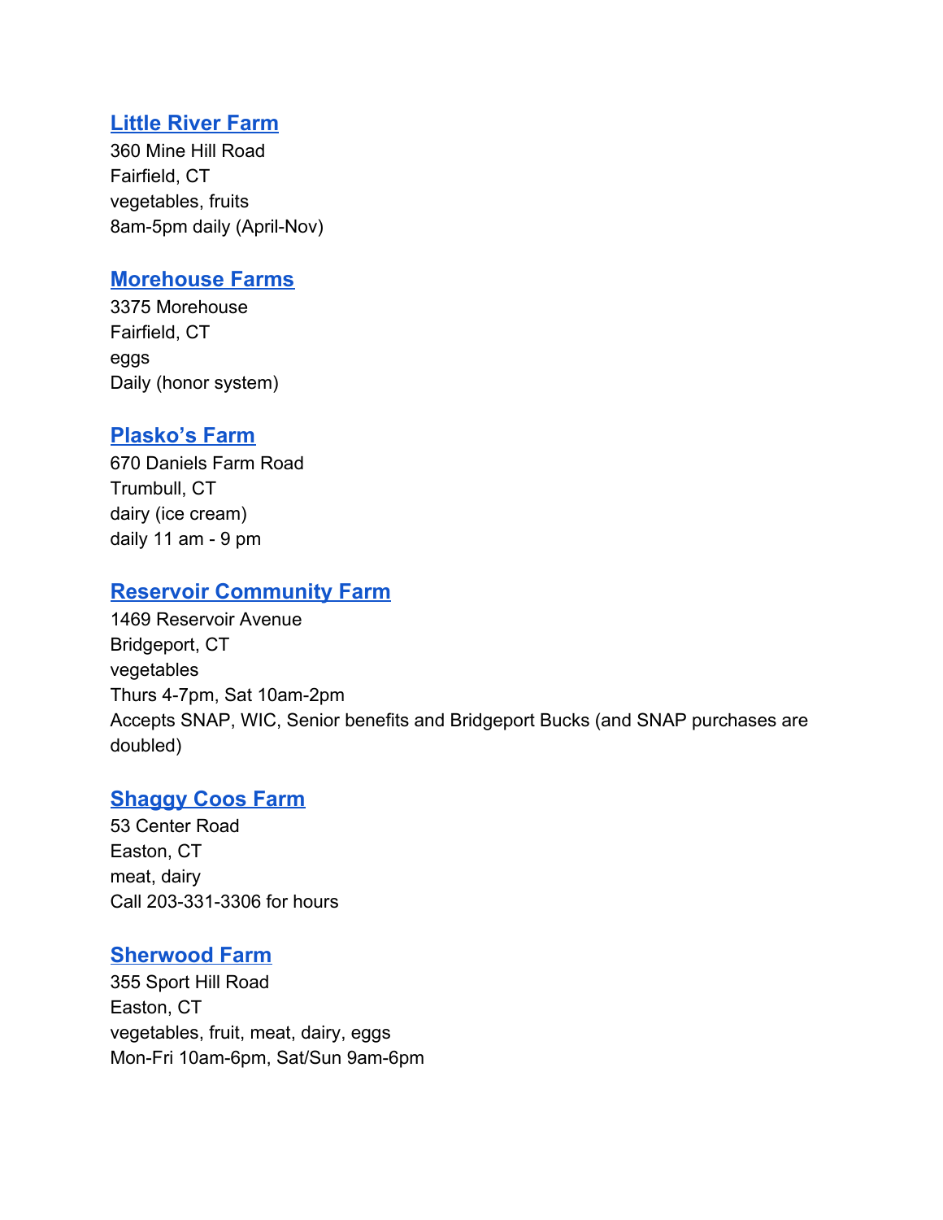### Little River Farm

360 Mine Hill Road
Fairfield, CT
vegetables, fruits
8am-5pm daily (April-Nov)

### Morehouse Farms

3375 Morehouse
Fairfield, CT
eggs
Daily (honor system)

### Plasko's Farm

670 Daniels Farm Road
Trumbull, CT
dairy (ice cream)
daily 11 am - 9 pm

### Reservoir Community Farm

1469 Reservoir Avenue
Bridgeport, CT
vegetables
Thurs 4-7pm, Sat 10am-2pm
Accepts SNAP, WIC, Senior benefits and Bridgeport Bucks (and SNAP purchases are doubled)

### Shaggy Coos Farm

53 Center Road
Easton, CT
meat, dairy
Call 203-331-3306 for hours

### Sherwood Farm

355 Sport Hill Road
Easton, CT
vegetables, fruit, meat, dairy, eggs
Mon-Fri 10am-6pm, Sat/Sun 9am-6pm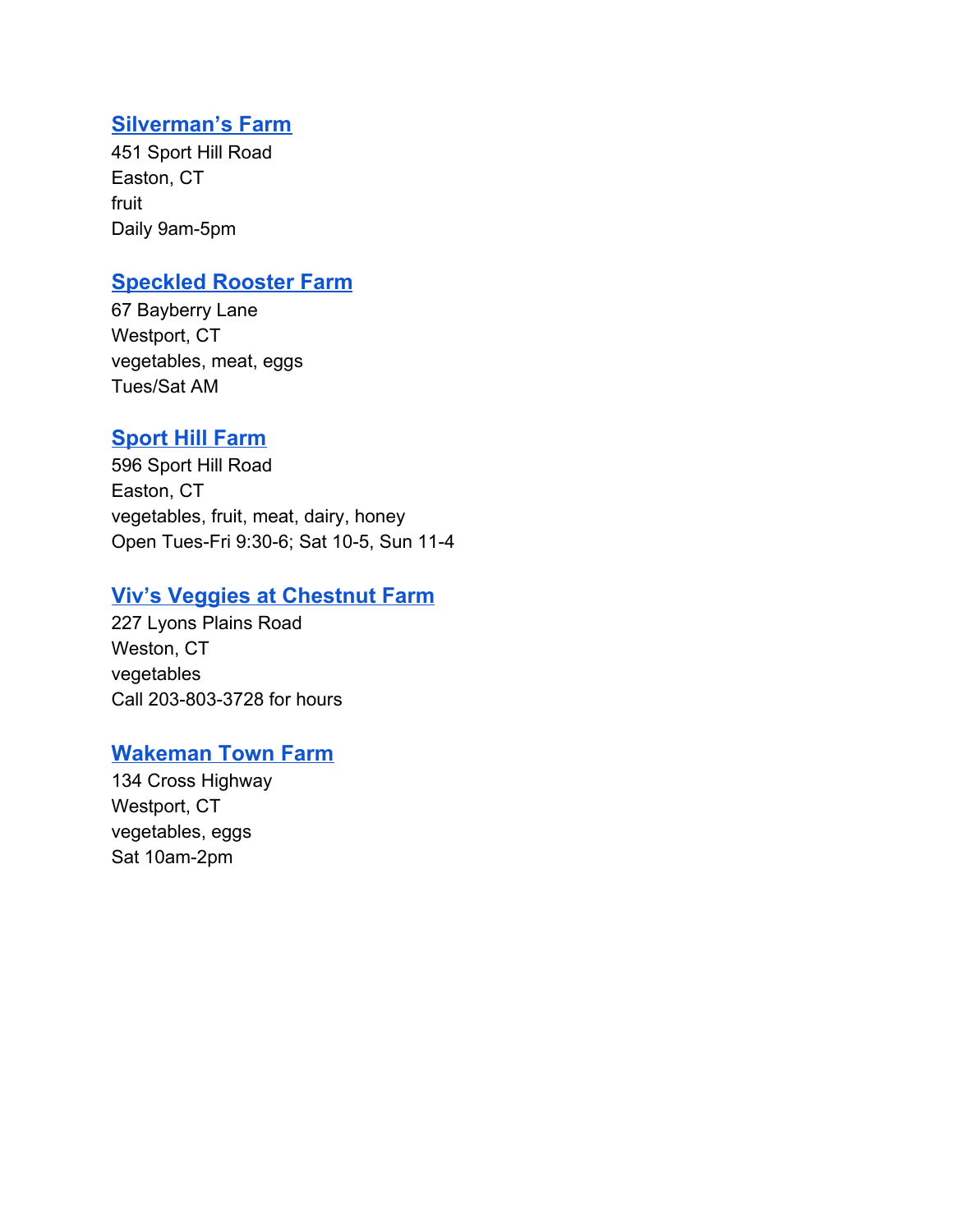### [Silverman's Farm]
451 Sport Hill Road
Easton, CT
fruit
Daily 9am-5pm

### [Speckled Rooster Farm]
67 Bayberry Lane
Westport, CT
vegetables, meat, eggs
Tues/Sat AM

### [Sport Hill Farm]
596 Sport Hill Road
Easton, CT
vegetables, fruit, meat, dairy, honey
Open Tues-Fri 9:30-6; Sat 10-5, Sun 11-4

### [Viv's Veggies at Chestnut Farm]
227 Lyons Plains Road
Weston, CT
vegetables
Call 203-803-3728 for hours

### [Wakeman Town Farm]
134 Cross Highway
Westport, CT
vegetables, eggs
Sat 10am-2pm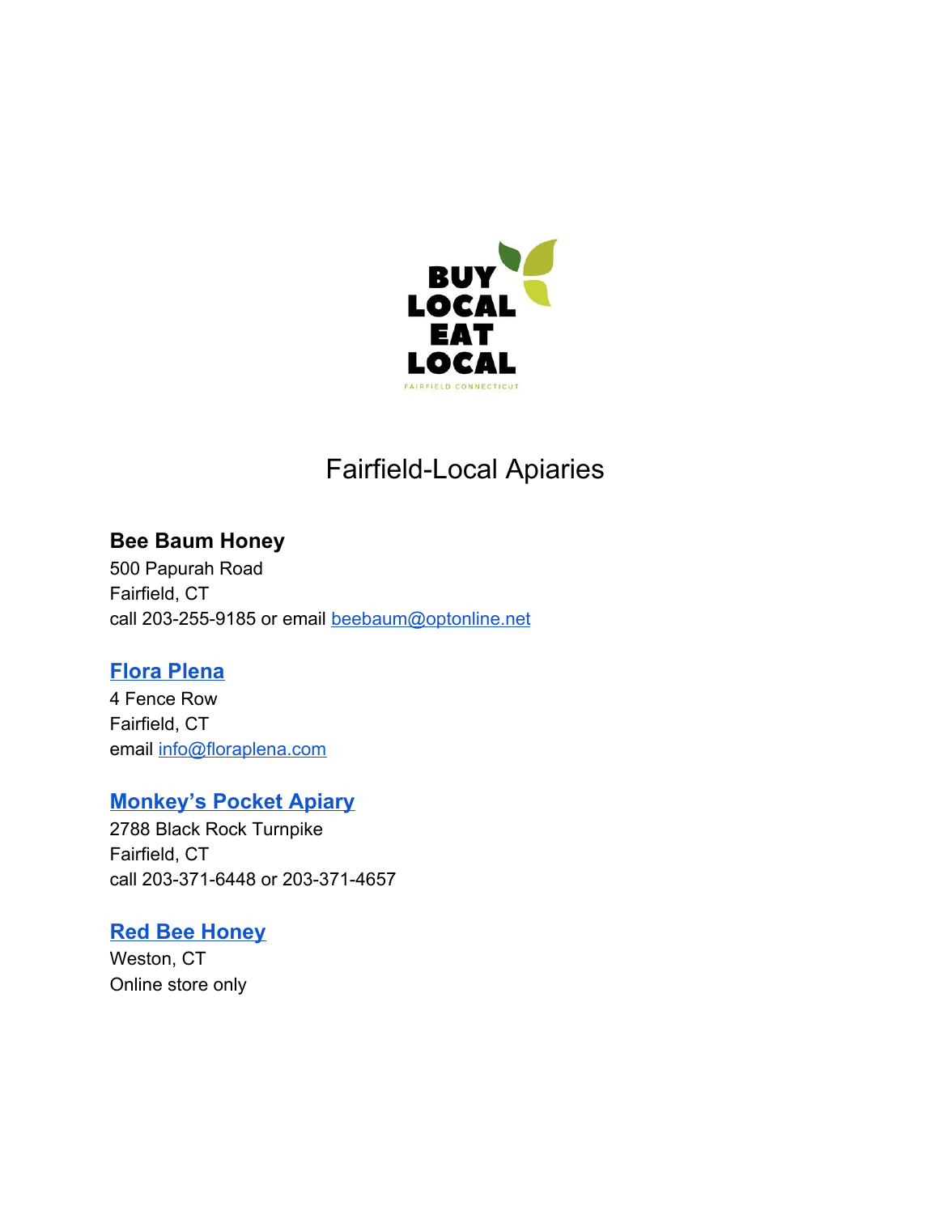# Fairfield-Local Apiaries

**Bee Baum Honey**
500 Papurah Road
Fairfield, CT
call 203-255-9185 or email beebaum@optonline.net

**Flora Plena**
4 Fence Row
Fairfield, CT
email info@floraplena.com

**Monkey's Pocket Apiary**
2788 Black Rock Turnpike
Fairfield, CT
call 203-371-6448 or 203-371-4657

**Red Bee Honey**
Weston, CT
Online store only